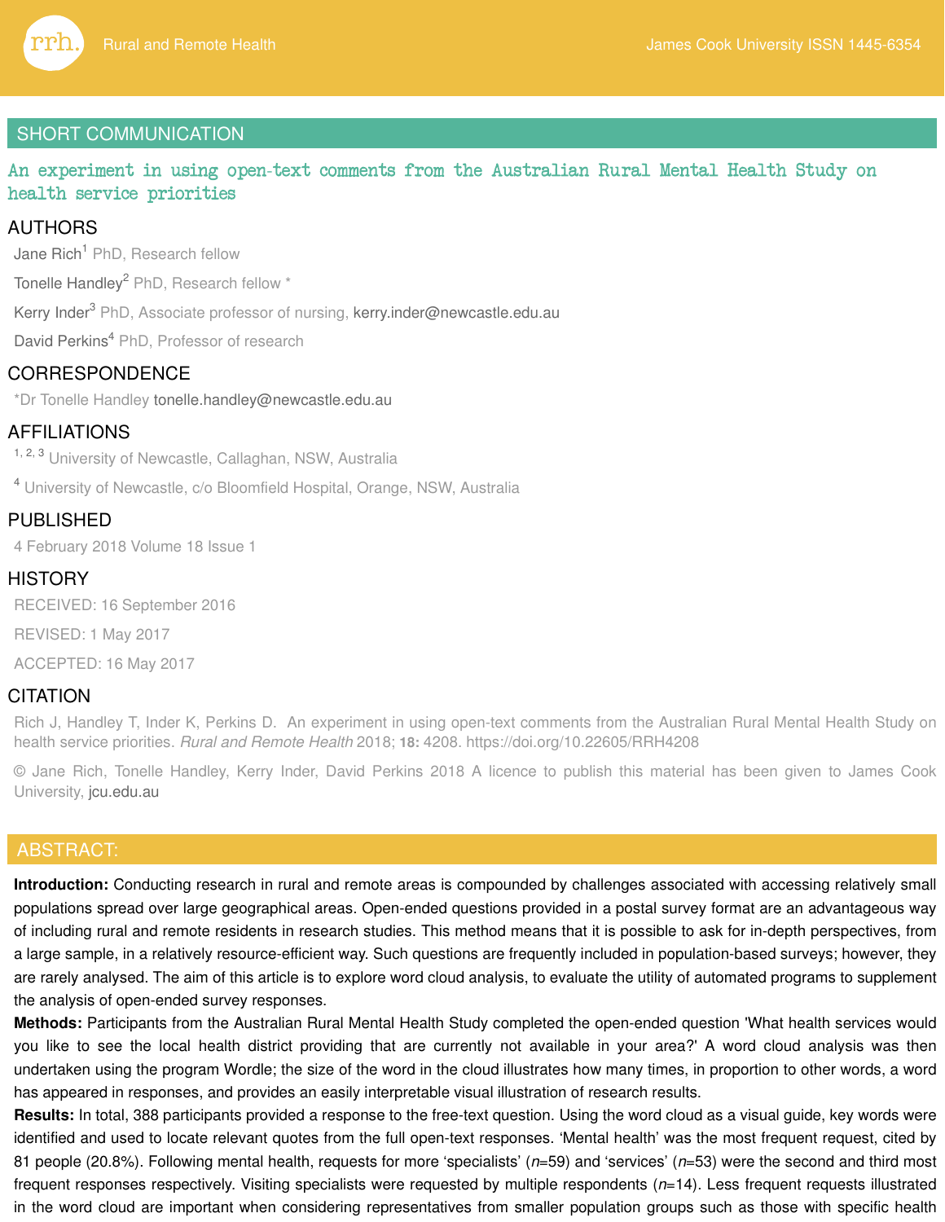SHORT COMMUNICATION

# An experiment in using open-text comments from the Australian Rural Mental Health Study on health service priorities

## AUTHORS

Jane Rich[1] PhD, Research fellow

Tonelle Handley[2] PhD, Research fellow *

Kerry Inder[3] PhD, Associate professor of nursing, kerry.inder@newcastle.edu.au

David Perkins[4] PhD, Professor of research

## CORRESPONDENCE

*Dr Tonelle Handley tonelle.handley@newcastle.edu.au

## AFFILIATIONS

[1, 2, 3] University of Newcastle, Callaghan, NSW, Australia

[4] University of Newcastle, c/o Bloomfield Hospital, Orange, NSW, Australia

## PUBLISHED

4 February 2018 Volume 18 Issue 1

## HISTORY

RECEIVED: 16 September 2016

REVISED: 1 May 2017

ACCEPTED: 16 May 2017

## CITATION

Rich J, Handley T, Inder K, Perkins D. An experiment in using open-text comments from the Australian Rural Mental Health Study on health service priorities. *Rural and Remote Health* 2018; **18:** 4208. https://doi.org/10.22605/RRH4208

© Jane Rich, Tonelle Handley, Kerry Inder, David Perkins 2018 A licence to publish this material has been given to James Cook University, jcu.edu.au

## ABSTRACT:

**Introduction:** Conducting research in rural and remote areas is compounded by challenges associated with accessing relatively small populations spread over large geographical areas. Open-ended questions provided in a postal survey format are an advantageous way of including rural and remote residents in research studies. This method means that it is possible to ask for in-depth perspectives, from a large sample, in a relatively resource-efficient way. Such questions are frequently included in population-based surveys; however, they are rarely analysed. The aim of this article is to explore word cloud analysis, to evaluate the utility of automated programs to supplement the analysis of open-ended survey responses.

**Methods:** Participants from the Australian Rural Mental Health Study completed the open-ended question 'What health services would you like to see the local health district providing that are currently not available in your area?' A word cloud analysis was then undertaken using the program Wordle; the size of the word in the cloud illustrates how many times, in proportion to other words, a word has appeared in responses, and provides an easily interpretable visual illustration of research results.

**Results:** In total, 388 participants provided a response to the free-text question. Using the word cloud as a visual guide, key words were identified and used to locate relevant quotes from the full open-text responses. 'Mental health' was the most frequent request, cited by 81 people (20.8%). Following mental health, requests for more 'specialists' (*n*=59) and 'services' (*n*=53) were the second and third most frequent responses respectively. Visiting specialists were requested by multiple respondents (*n*=14). Less frequent requests illustrated in the word cloud are important when considering representatives from smaller population groups such as those with specific health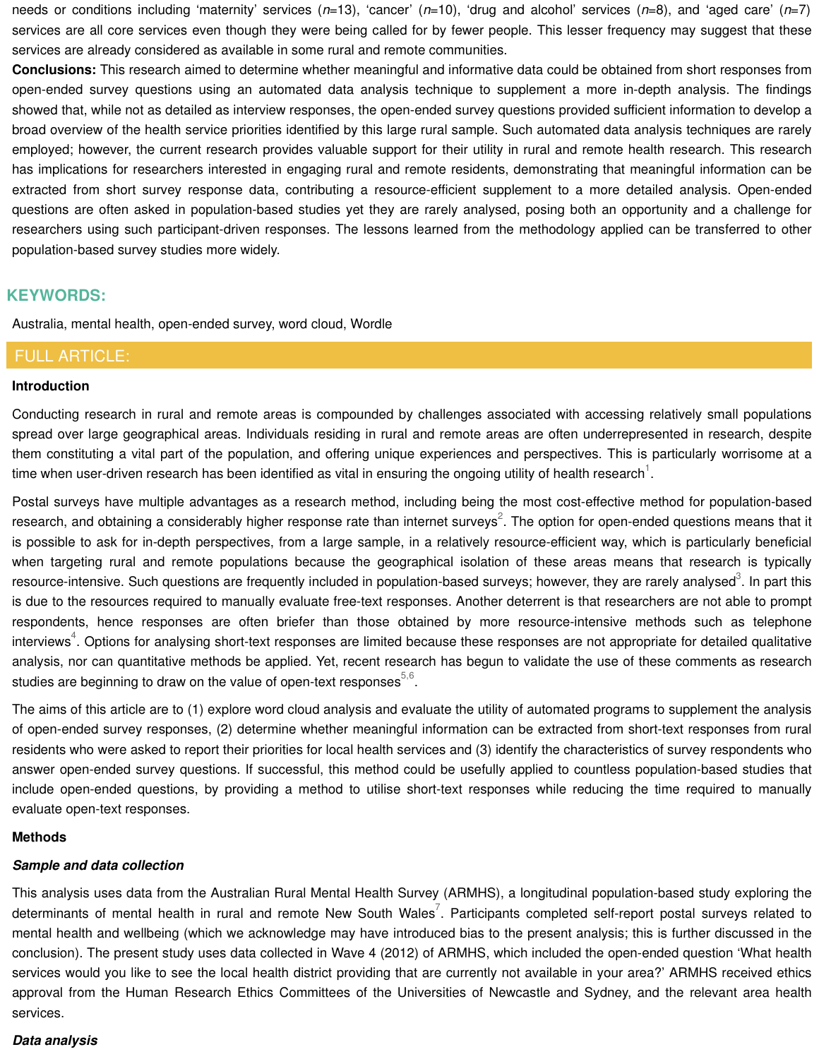needs or conditions including 'maternity' services ($n$=13), 'cancer' ($n$=10), 'drug and alcohol' services ($n$=8), and 'aged care' ($n$=7) services are all core services even though they were being called for by fewer people. This lesser frequency may suggest that these services are already considered as available in some rural and remote communities.

**Conclusions:** This research aimed to determine whether meaningful and informative data could be obtained from short responses from open-ended survey questions using an automated data analysis technique to supplement a more in-depth analysis. The findings showed that, while not as detailed as interview responses, the open-ended survey questions provided sufficient information to develop a broad overview of the health service priorities identified by this large rural sample. Such automated data analysis techniques are rarely employed; however, the current research provides valuable support for their utility in rural and remote health research. This research has implications for researchers interested in engaging rural and remote residents, demonstrating that meaningful information can be extracted from short survey response data, contributing a resource-efficient supplement to a more detailed analysis. Open-ended questions are often asked in population-based studies yet they are rarely analysed, posing both an opportunity and a challenge for researchers using such participant-driven responses. The lessons learned from the methodology applied can be transferred to other population-based survey studies more widely.

## KEYWORDS:

Australia, mental health, open-ended survey, word cloud, Wordle

## FULL ARTICLE:

### Introduction

Conducting research in rural and remote areas is compounded by challenges associated with accessing relatively small populations spread over large geographical areas. Individuals residing in rural and remote areas are often underrepresented in research, despite them constituting a vital part of the population, and offering unique experiences and perspectives. This is particularly worrisome at a time when user-driven research has been identified as vital in ensuring the ongoing utility of health research[1].

Postal surveys have multiple advantages as a research method, including being the most cost-effective method for population-based research, and obtaining a considerably higher response rate than internet surveys[2]. The option for open-ended questions means that it is possible to ask for in-depth perspectives, from a large sample, in a relatively resource-efficient way, which is particularly beneficial when targeting rural and remote populations because the geographical isolation of these areas means that research is typically resource-intensive. Such questions are frequently included in population-based surveys; however, they are rarely analysed[3]. In part this is due to the resources required to manually evaluate free-text responses. Another deterrent is that researchers are not able to prompt respondents, hence responses are often briefer than those obtained by more resource-intensive methods such as telephone interviews[4]. Options for analysing short-text responses are limited because these responses are not appropriate for detailed qualitative analysis, nor can quantitative methods be applied. Yet, recent research has begun to validate the use of these comments as research studies are beginning to draw on the value of open-text responses[5,6].

The aims of this article are to (1) explore word cloud analysis and evaluate the utility of automated programs to supplement the analysis of open-ended survey responses, (2) determine whether meaningful information can be extracted from short-text responses from rural residents who were asked to report their priorities for local health services and (3) identify the characteristics of survey respondents who answer open-ended survey questions. If successful, this method could be usefully applied to countless population-based studies that include open-ended questions, by providing a method to utilise short-text responses while reducing the time required to manually evaluate open-text responses.

### Methods

#### *Sample and data collection*

This analysis uses data from the Australian Rural Mental Health Survey (ARMHS), a longitudinal population-based study exploring the determinants of mental health in rural and remote New South Wales[7]. Participants completed self-report postal surveys related to mental health and wellbeing (which we acknowledge may have introduced bias to the present analysis; this is further discussed in the conclusion). The present study uses data collected in Wave 4 (2012) of ARMHS, which included the open-ended question 'What health services would you like to see the local health district providing that are currently not available in your area?' ARMHS received ethics approval from the Human Research Ethics Committees of the Universities of Newcastle and Sydney, and the relevant area health services.

#### *Data analysis*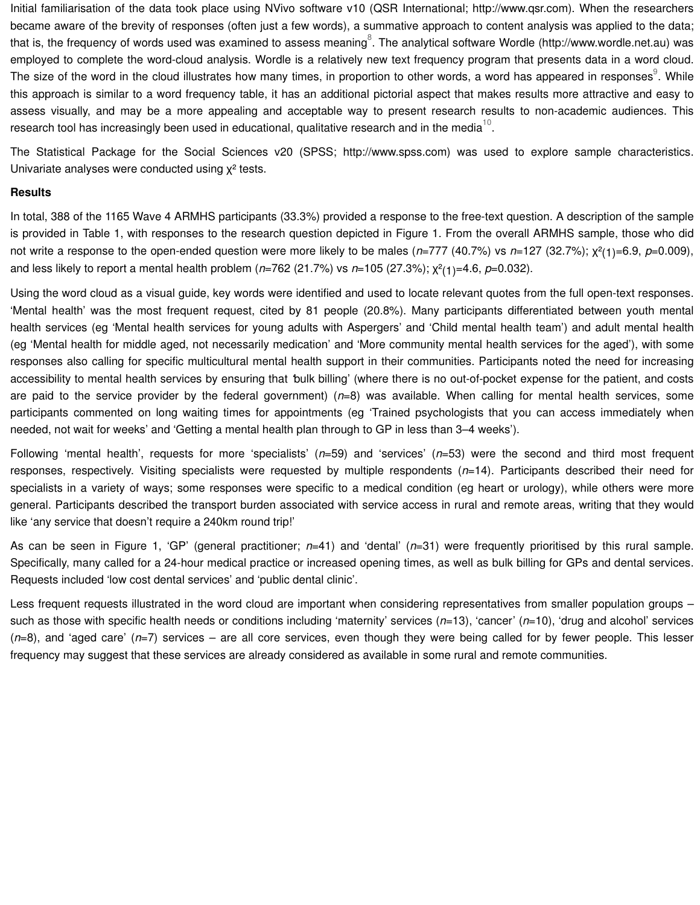Initial familiarisation of the data took place using NVivo software v10 (QSR International; http://www.qsr.com). When the researchers became aware of the brevity of responses (often just a few words), a summative approach to content analysis was applied to the data; that is, the frequency of words used was examined to assess meaning[8]. The analytical software Wordle (http://www.wordle.net.au) was employed to complete the word-cloud analysis. Wordle is a relatively new text frequency program that presents data in a word cloud. The size of the word in the cloud illustrates how many times, in proportion to other words, a word has appeared in responses[9]. While this approach is similar to a word frequency table, it has an additional pictorial aspect that makes results more attractive and easy to assess visually, and may be a more appealing and acceptable way to present research results to non-academic audiences. This research tool has increasingly been used in educational, qualitative research and in the media[10].

The Statistical Package for the Social Sciences v20 (SPSS; http://www.spss.com) was used to explore sample characteristics. Univariate analyses were conducted using $\chi^2$ tests.

**Results**

In total, 388 of the 1165 Wave 4 ARMHS participants (33.3%) provided a response to the free-text question. A description of the sample is provided in Table 1, with responses to the research question depicted in Figure 1. From the overall ARMHS sample, those who did not write a response to the open-ended question were more likely to be males ($n$=777 (40.7%) vs $n$=127 (32.7%); $\chi^2_{(1)}=6.9$, $p=0.009$), and less likely to report a mental health problem ($n$=762 (21.7%) vs $n$=105 (27.3%); $\chi^2_{(1)}=4.6$, $p=0.032$).

Using the word cloud as a visual guide, key words were identified and used to locate relevant quotes from the full open-text responses. 'Mental health' was the most frequent request, cited by 81 people (20.8%). Many participants differentiated between youth mental health services (eg 'Mental health services for young adults with Aspergers' and 'Child mental health team') and adult mental health (eg 'Mental health for middle aged, not necessarily medication' and 'More community mental health services for the aged'), with some responses also calling for specific multicultural mental health support in their communities. Participants noted the need for increasing accessibility to mental health services by ensuring that 'bulk billing' (where there is no out-of-pocket expense for the patient, and costs are paid to the service provider by the federal government) ($n$=8) was available. When calling for mental health services, some participants commented on long waiting times for appointments (eg 'Trained psychologists that you can access immediately when needed, not wait for weeks' and 'Getting a mental health plan through to GP in less than 3–4 weeks').

Following 'mental health', requests for more 'specialists' ($n$=59) and 'services' ($n$=53) were the second and third most frequent responses, respectively. Visiting specialists were requested by multiple respondents ($n$=14). Participants described their need for specialists in a variety of ways; some responses were specific to a medical condition (eg heart or urology), while others were more general. Participants described the transport burden associated with service access in rural and remote areas, writing that they would like 'any service that doesn't require a 240km round trip!'

As can be seen in Figure 1, 'GP' (general practitioner; $n$=41) and 'dental' ($n$=31) were frequently prioritised by this rural sample. Specifically, many called for a 24-hour medical practice or increased opening times, as well as bulk billing for GPs and dental services. Requests included 'low cost dental services' and 'public dental clinic'.

Less frequent requests illustrated in the word cloud are important when considering representatives from smaller population groups – such as those with specific health needs or conditions including 'maternity' services ($n$=13), 'cancer' ($n$=10), 'drug and alcohol' services ($n$=8), and 'aged care' ($n$=7) services – are all core services, even though they were being called for by fewer people. This lesser frequency may suggest that these services are already considered as available in some rural and remote communities.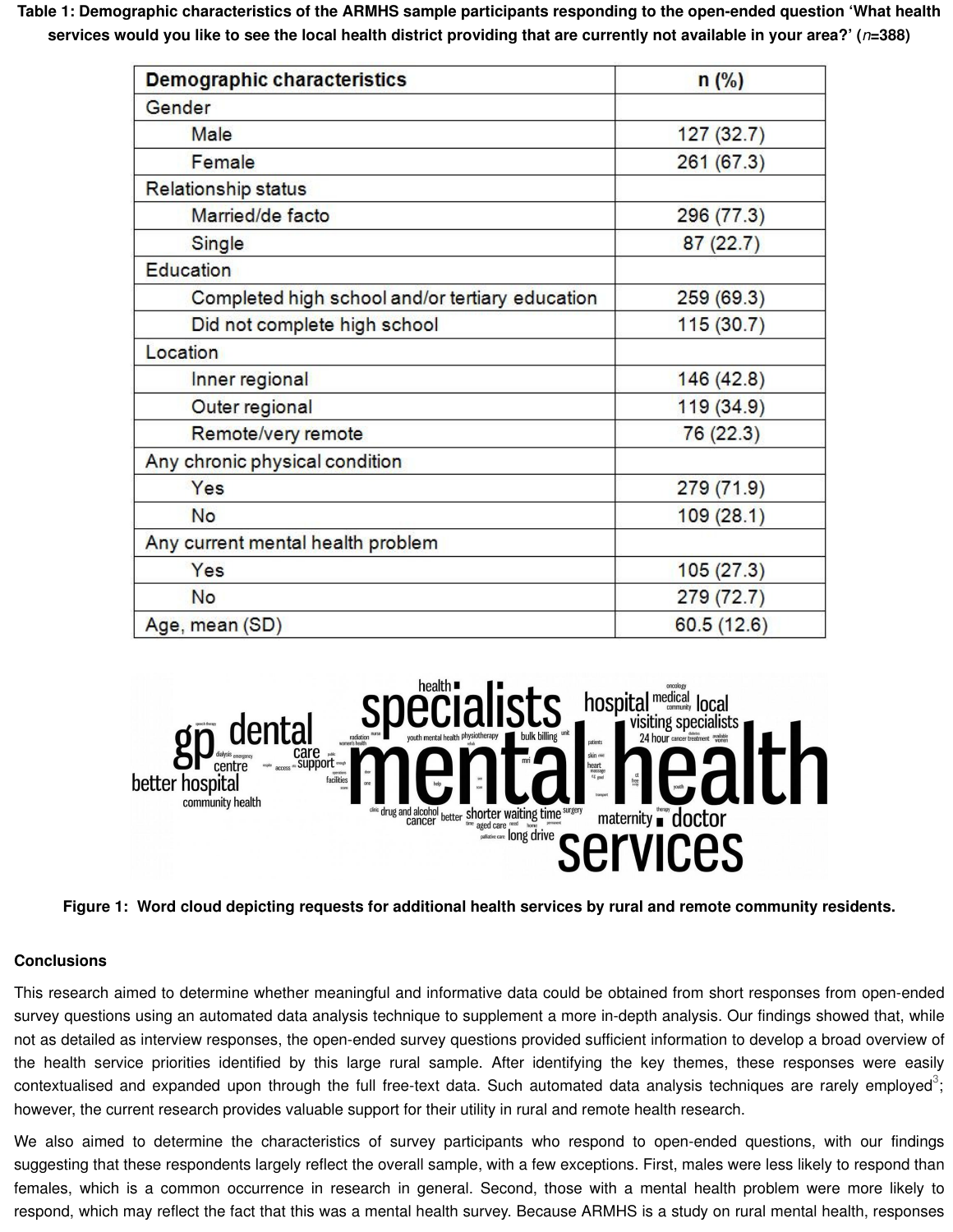**Table 1: Demographic characteristics of the ARMHS sample participants responding to the open-ended question 'What health services would you like to see the local health district providing that are currently not available in your area?' (*n*=388)**

| Demographic characteristics | n (%) |
|---|---|
| Gender | |
| Male | 127 (32.7) |
| Female | 261 (67.3) |
| Relationship status | |
| Married/de facto | 296 (77.3) |
| Single | 87 (22.7) |
| Education | |
| Completed high school and/or tertiary education | 259 (69.3) |
| Did not complete high school | 115 (30.7) |
| Location | |
| Inner regional | 146 (42.8) |
| Outer regional | 119 (34.9) |
| Remote/very remote | 76 (22.3) |
| Any chronic physical condition | |
| Yes | 279 (71.9) |
| No | 109 (28.1) |
| Any current mental health problem | |
| Yes | 105 (27.3) |
| No | 279 (72.7) |
| Age, mean (SD) | 60.5 (12.6) |

**Figure 1: Word cloud depicting requests for additional health services by rural and remote community residents.**

## Conclusions

This research aimed to determine whether meaningful and informative data could be obtained from short responses from open-ended survey questions using an automated data analysis technique to supplement a more in-depth analysis. Our findings showed that, while not as detailed as interview responses, the open-ended survey questions provided sufficient information to develop a broad overview of the health service priorities identified by this large rural sample. After identifying the key themes, these responses were easily contextualised and expanded upon through the full free-text data. Such automated data analysis techniques are rarely employed[3]; however, the current research provides valuable support for their utility in rural and remote health research.

We also aimed to determine the characteristics of survey participants who respond to open-ended questions, with our findings suggesting that these respondents largely reflect the overall sample, with a few exceptions. First, males were less likely to respond than females, which is a common occurrence in research in general. Second, those with a mental health problem were more likely to respond, which may reflect the fact that this was a mental health survey. Because ARMHS is a study on rural mental health, responses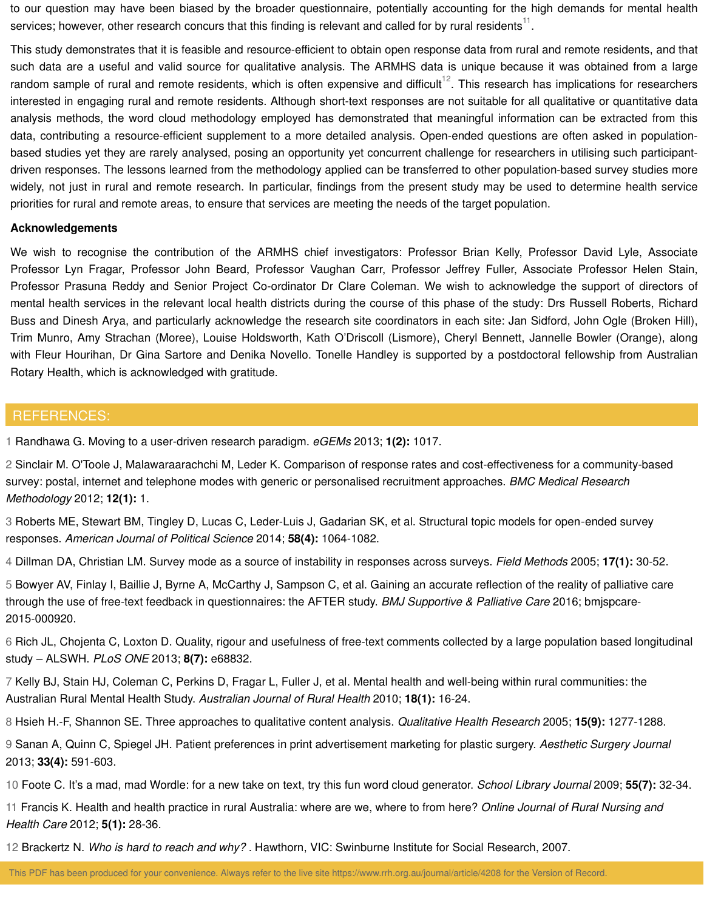to our question may have been biased by the broader questionnaire, potentially accounting for the high demands for mental health services; however, other research concurs that this finding is relevant and called for by rural residents[11].

This study demonstrates that it is feasible and resource-efficient to obtain open response data from rural and remote residents, and that such data are a useful and valid source for qualitative analysis. The ARMHS data is unique because it was obtained from a large random sample of rural and remote residents, which is often expensive and difficult[12]. This research has implications for researchers interested in engaging rural and remote residents. Although short-text responses are not suitable for all qualitative or quantitative data analysis methods, the word cloud methodology employed has demonstrated that meaningful information can be extracted from this data, contributing a resource-efficient supplement to a more detailed analysis. Open-ended questions are often asked in population-based studies yet they are rarely analysed, posing an opportunity yet concurrent challenge for researchers in utilising such participant-driven responses. The lessons learned from the methodology applied can be transferred to other population-based survey studies more widely, not just in rural and remote research. In particular, findings from the present study may be used to determine health service priorities for rural and remote areas, to ensure that services are meeting the needs of the target population.

### Acknowledgements

We wish to recognise the contribution of the ARMHS chief investigators: Professor Brian Kelly, Professor David Lyle, Associate Professor Lyn Fragar, Professor John Beard, Professor Vaughan Carr, Professor Jeffrey Fuller, Associate Professor Helen Stain, Professor Prasuna Reddy and Senior Project Co-ordinator Dr Clare Coleman. We wish to acknowledge the support of directors of mental health services in the relevant local health districts during the course of this phase of the study: Drs Russell Roberts, Richard Buss and Dinesh Arya, and particularly acknowledge the research site coordinators in each site: Jan Sidford, John Ogle (Broken Hill), Trim Munro, Amy Strachan (Moree), Louise Holdsworth, Kath O'Driscoll (Lismore), Cheryl Bennett, Jannelle Bowler (Orange), along with Fleur Hourihan, Dr Gina Sartore and Denika Novello. Tonelle Handley is supported by a postdoctoral fellowship from Australian Rotary Health, which is acknowledged with gratitude.

## REFERENCES:

1 Randhawa G. Moving to a user-driven research paradigm. *eGEMs* 2013; **1(2):** 1017.

2 Sinclair M. O'Toole J, Malawaraarachchi M, Leder K. Comparison of response rates and cost-effectiveness for a community-based survey: postal, internet and telephone modes with generic or personalised recruitment approaches. *BMC Medical Research Methodology* 2012; **12(1):** 1.

3 Roberts ME, Stewart BM, Tingley D, Lucas C, Leder-Luis J, Gadarian SK, et al. Structural topic models for open-ended survey responses. *American Journal of Political Science* 2014; **58(4):** 1064-1082.

4 Dillman DA, Christian LM. Survey mode as a source of instability in responses across surveys. *Field Methods* 2005; **17(1):** 30-52.

5 Bowyer AV, Finlay I, Baillie J, Byrne A, McCarthy J, Sampson C, et al. Gaining an accurate reflection of the reality of palliative care through the use of free-text feedback in questionnaires: the AFTER study. *BMJ Supportive & Palliative Care* 2016; bmjspcare-2015-000920.

6 Rich JL, Chojenta C, Loxton D. Quality, rigour and usefulness of free-text comments collected by a large population based longitudinal study – ALSWH. *PLoS ONE* 2013; **8(7):** e68832.

7 Kelly BJ, Stain HJ, Coleman C, Perkins D, Fragar L, Fuller J, et al. Mental health and well-being within rural communities: the Australian Rural Mental Health Study. *Australian Journal of Rural Health* 2010; **18(1):** 16-24.

8 Hsieh H.-F, Shannon SE. Three approaches to qualitative content analysis. *Qualitative Health Research* 2005; **15(9):** 1277-1288.

9 Sanan A, Quinn C, Spiegel JH. Patient preferences in print advertisement marketing for plastic surgery. *Aesthetic Surgery Journal* 2013; **33(4):** 591-603.

10 Foote C. It's a mad, mad Wordle: for a new take on text, try this fun word cloud generator. *School Library Journal* 2009; **55(7):** 32-34.

11 Francis K. Health and health practice in rural Australia: where are we, where to from here? *Online Journal of Rural Nursing and Health Care* 2012; **5(1):** 28-36.

12 Brackertz N. *Who is hard to reach and why?* . Hawthorn, VIC: Swinburne Institute for Social Research, 2007.

This PDF has been produced for your convenience. Always refer to the live site https://www.rrh.org.au/journal/article/4208 for the Version of Record.